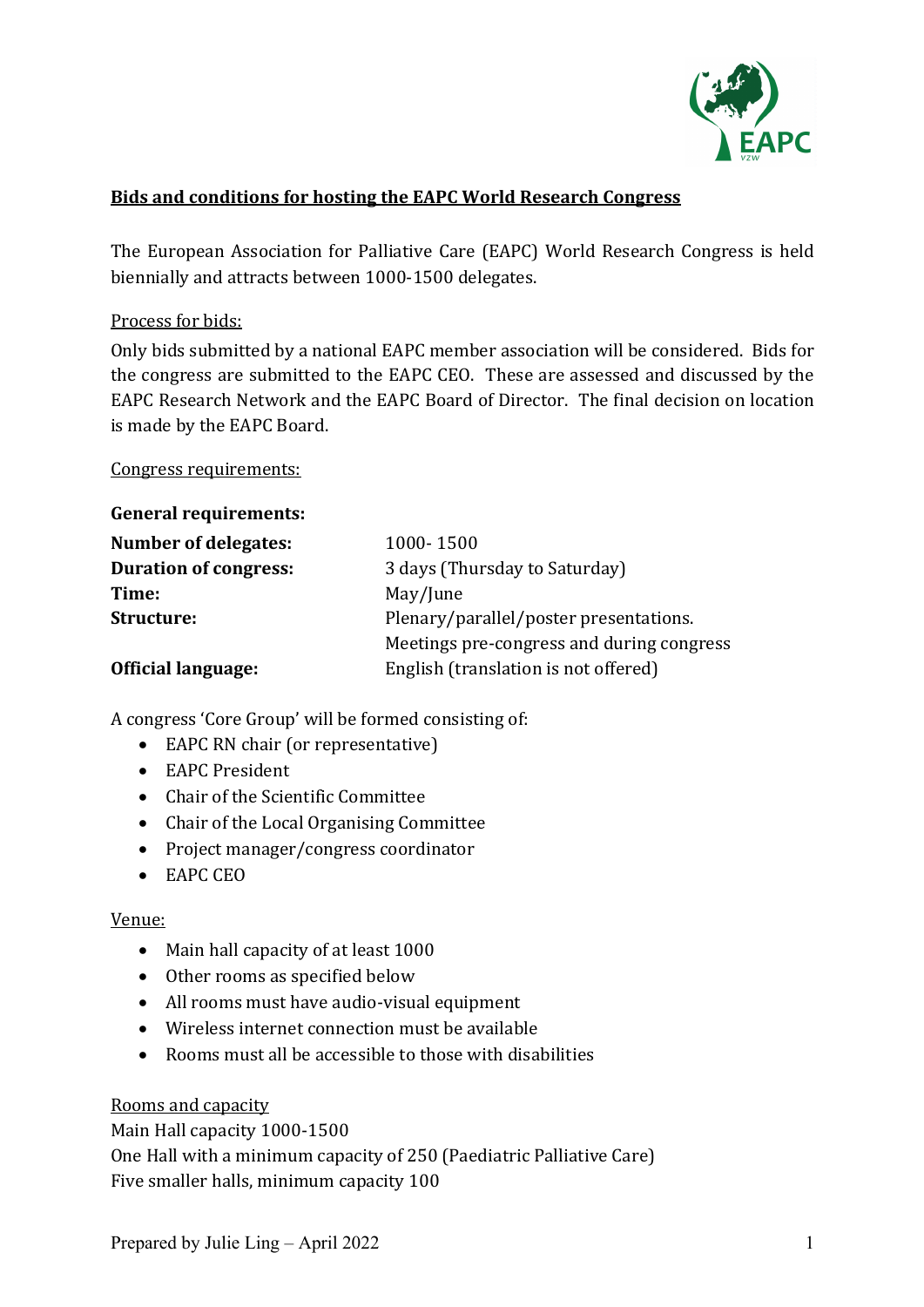**Bids and conditions for hosting the EAPC World Research Congress**

The European Association for Palliative Care (EAPC) World Research Congress is held biennially and attracts between 1000-1500 delegates.

Process for bids:

Only bids submitted by a national EAPC member association will be considered. Bids for the congress are submitted to the EAPC CEO. These are assessed and discussed by the EAPC Research Network and the EAPC Board of Director. The final decision on location is made by the EAPC Board.

Congress requirements:

**General requirements:**

| | |
|---|---|
| **Number of delegates:** | 1000- 1500 |
| **Duration of congress:** | 3 days (Thursday to Saturday) |
| **Time:** | May/June |
| **Structure:** | Plenary/parallel/poster presentations. Meetings pre-congress and during congress |
| **Official language:** | English (translation is not offered) |

A congress 'Core Group' will be formed consisting of:

- EAPC RN chair (or representative)
- EAPC President
- Chair of the Scientific Committee
- Chair of the Local Organising Committee
- Project manager/congress coordinator
- EAPC CEO

Venue:

- Main hall capacity of at least 1000
- Other rooms as specified below
- All rooms must have audio-visual equipment
- Wireless internet connection must be available
- Rooms must all be accessible to those with disabilities

Rooms and capacity

Main Hall capacity 1000-1500

One Hall with a minimum capacity of 250 (Paediatric Palliative Care)

Five smaller halls, minimum capacity 100

Prepared by Julie Ling – April 2022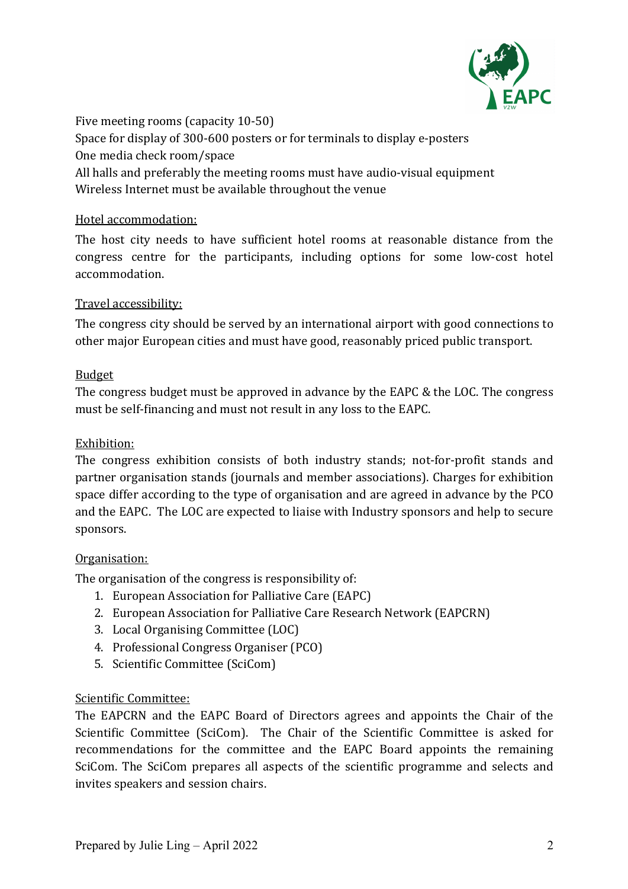Five meeting rooms (capacity 10-50)
Space for display of 300-600 posters or for terminals to display e-posters
One media check room/space
All halls and preferably the meeting rooms must have audio-visual equipment
Wireless Internet must be available throughout the venue

Hotel accommodation:

The host city needs to have sufficient hotel rooms at reasonable distance from the congress centre for the participants, including options for some low-cost hotel accommodation.

Travel accessibility:

The congress city should be served by an international airport with good connections to other major European cities and must have good, reasonably priced public transport.

Budget

The congress budget must be approved in advance by the EAPC & the LOC. The congress must be self-financing and must not result in any loss to the EAPC.

Exhibition:

The congress exhibition consists of both industry stands; not-for-profit stands and partner organisation stands (journals and member associations). Charges for exhibition space differ according to the type of organisation and are agreed in advance by the PCO and the EAPC. The LOC are expected to liaise with Industry sponsors and help to secure sponsors.

Organisation:

The organisation of the congress is responsibility of:

1. European Association for Palliative Care (EAPC)
2. European Association for Palliative Care Research Network (EAPCRN)
3. Local Organising Committee (LOC)
4. Professional Congress Organiser (PCO)
5. Scientific Committee (SciCom)

Scientific Committee:

The EAPCRN and the EAPC Board of Directors agrees and appoints the Chair of the Scientific Committee (SciCom). The Chair of the Scientific Committee is asked for recommendations for the committee and the EAPC Board appoints the remaining SciCom. The SciCom prepares all aspects of the scientific programme and selects and invites speakers and session chairs.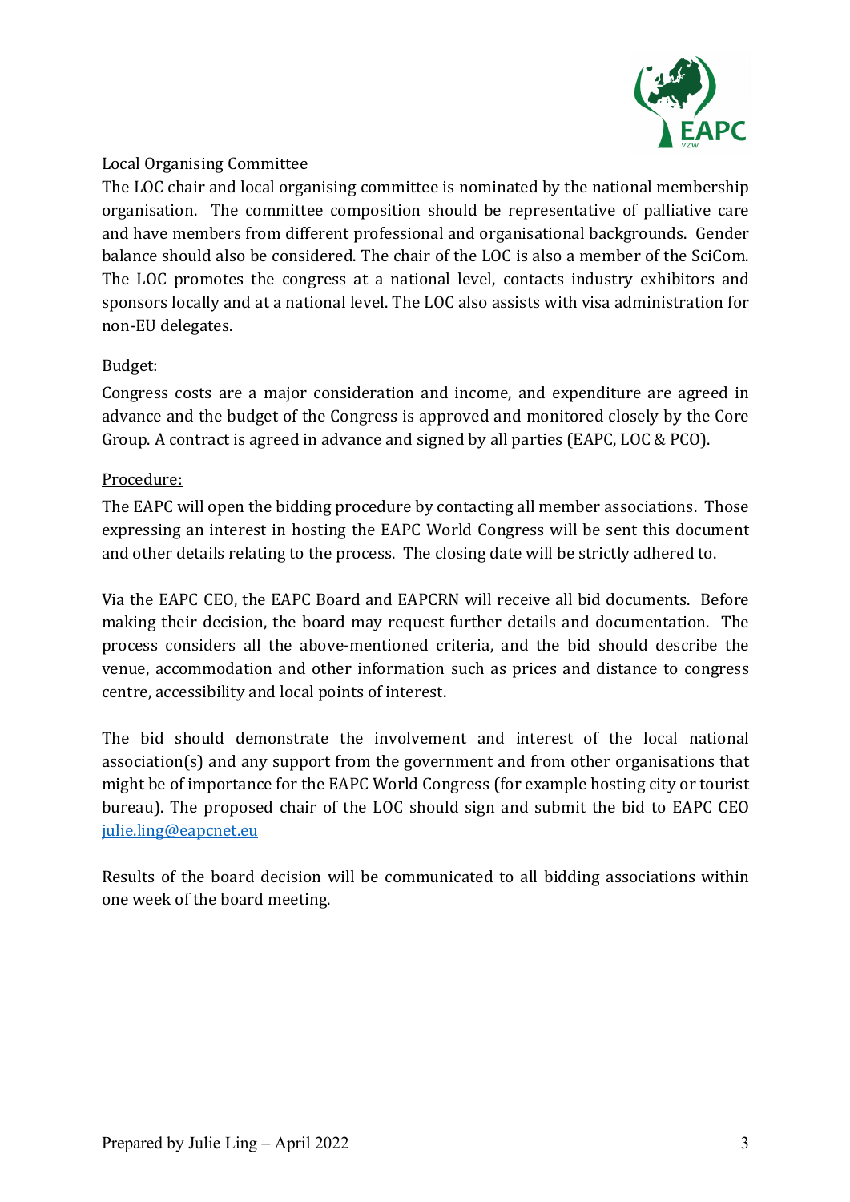Local Organising Committee

The LOC chair and local organising committee is nominated by the national membership organisation. The committee composition should be representative of palliative care and have members from different professional and organisational backgrounds. Gender balance should also be considered. The chair of the LOC is also a member of the SciCom. The LOC promotes the congress at a national level, contacts industry exhibitors and sponsors locally and at a national level. The LOC also assists with visa administration for non-EU delegates.

Budget:

Congress costs are a major consideration and income, and expenditure are agreed in advance and the budget of the Congress is approved and monitored closely by the Core Group. A contract is agreed in advance and signed by all parties (EAPC, LOC & PCO).

Procedure:

The EAPC will open the bidding procedure by contacting all member associations. Those expressing an interest in hosting the EAPC World Congress will be sent this document and other details relating to the process. The closing date will be strictly adhered to.

Via the EAPC CEO, the EAPC Board and EAPCRN will receive all bid documents. Before making their decision, the board may request further details and documentation. The process considers all the above-mentioned criteria, and the bid should describe the venue, accommodation and other information such as prices and distance to congress centre, accessibility and local points of interest.

The bid should demonstrate the involvement and interest of the local national association(s) and any support from the government and from other organisations that might be of importance for the EAPC World Congress (for example hosting city or tourist bureau). The proposed chair of the LOC should sign and submit the bid to EAPC CEO julie.ling@eapcnet.eu

Results of the board decision will be communicated to all bidding associations within one week of the board meeting.